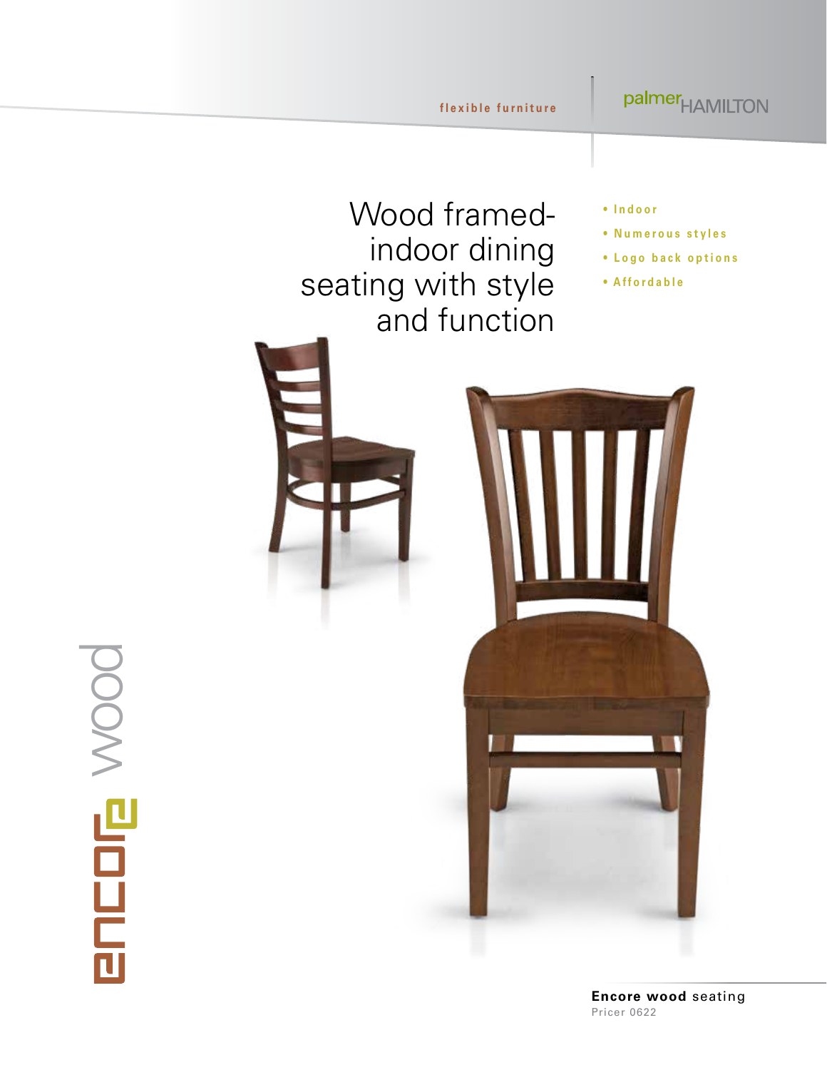flexible furniture

palmer HAMILTON

# Wood framed-indoor dining seating with style and function

- Indoor
- Numerous styles
- Logo back options
- Affordable

encore wood

**Encore wood** seating

Pricer 0622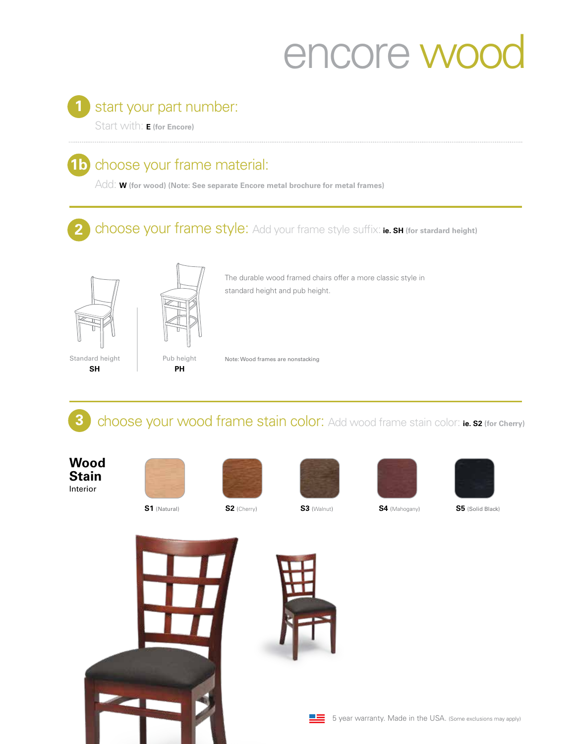# encore wood

## 1 start your part number:

Start with: **E** **(for Encore)**

## 1b choose your frame material:

Add: **W** **(for wood) (Note: See separate Encore metal brochure for metal frames)**

## 2 choose your frame style: Add your frame style suffix: **ie. SH** **(for stardard height)**

Standard height
**SH**

Pub height
**PH**

The durable wood framed chairs offer a more classic style in standard height and pub height.

Note: Wood frames are nonstacking

## 3 choose your wood frame stain color: Add wood frame stain color: **ie. S2** **(for Cherry)**

**Wood Stain**
Interior

**S1** (Natural)

**S2** (Cherry)

**S3** (Walnut)

**S4** (Mahogany)

**S5** (Solid Black)

5 year warranty. Made in the USA. (Some exclusions may apply)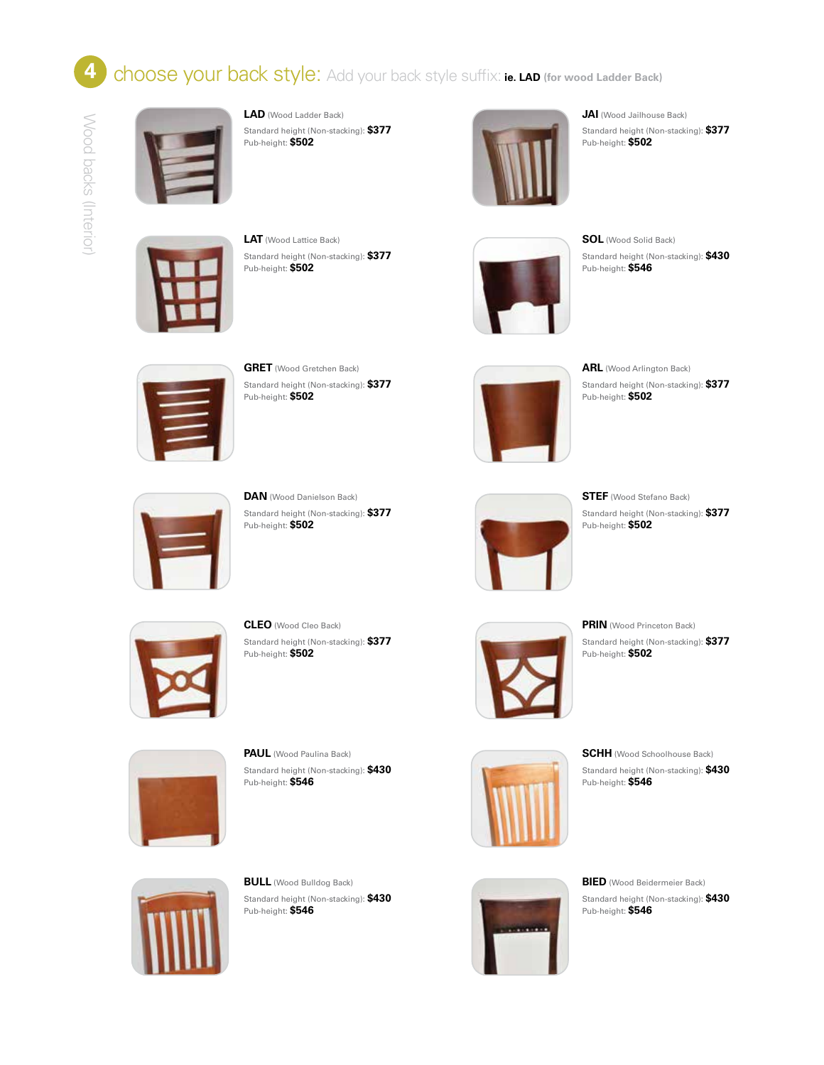## 4 choose your back style: Add your back style suffix: **ie. LAD** (for wood Ladder Back)

Wood backs (Interior)

**LAD** (Wood Ladder Back)
Standard height (Non-stacking): **$377**
Pub-height: **$502**

**JAI** (Wood Jailhouse Back)
Standard height (Non-stacking): **$377**
Pub-height: **$502**

**LAT** (Wood Lattice Back)
Standard height (Non-stacking): **$377**
Pub-height: **$502**

**SOL** (Wood Solid Back)
Standard height (Non-stacking): **$430**
Pub-height: **$546**

**GRET** (Wood Gretchen Back)
Standard height (Non-stacking): **$377**
Pub-height: **$502**

**ARL** (Wood Arlington Back)
Standard height (Non-stacking): **$377**
Pub-height: **$502**

**DAN** (Wood Danielson Back)
Standard height (Non-stacking): **$377**
Pub-height: **$502**

**STEF** (Wood Stefano Back)
Standard height (Non-stacking): **$377**
Pub-height: **$502**

**CLEO** (Wood Cleo Back)
Standard height (Non-stacking): **$377**
Pub-height: **$502**

**PRIN** (Wood Princeton Back)
Standard height (Non-stacking): **$377**
Pub-height: **$502**

**PAUL** (Wood Paulina Back)
Standard height (Non-stacking): **$430**
Pub-height: **$546**

**SCHH** (Wood Schoolhouse Back)
Standard height (Non-stacking): **$430**
Pub-height: **$546**

**BULL** (Wood Bulldog Back)
Standard height (Non-stacking): **$430**
Pub-height: **$546**

**BIED** (Wood Beidermeier Back)
Standard height (Non-stacking): **$430**
Pub-height: **$546**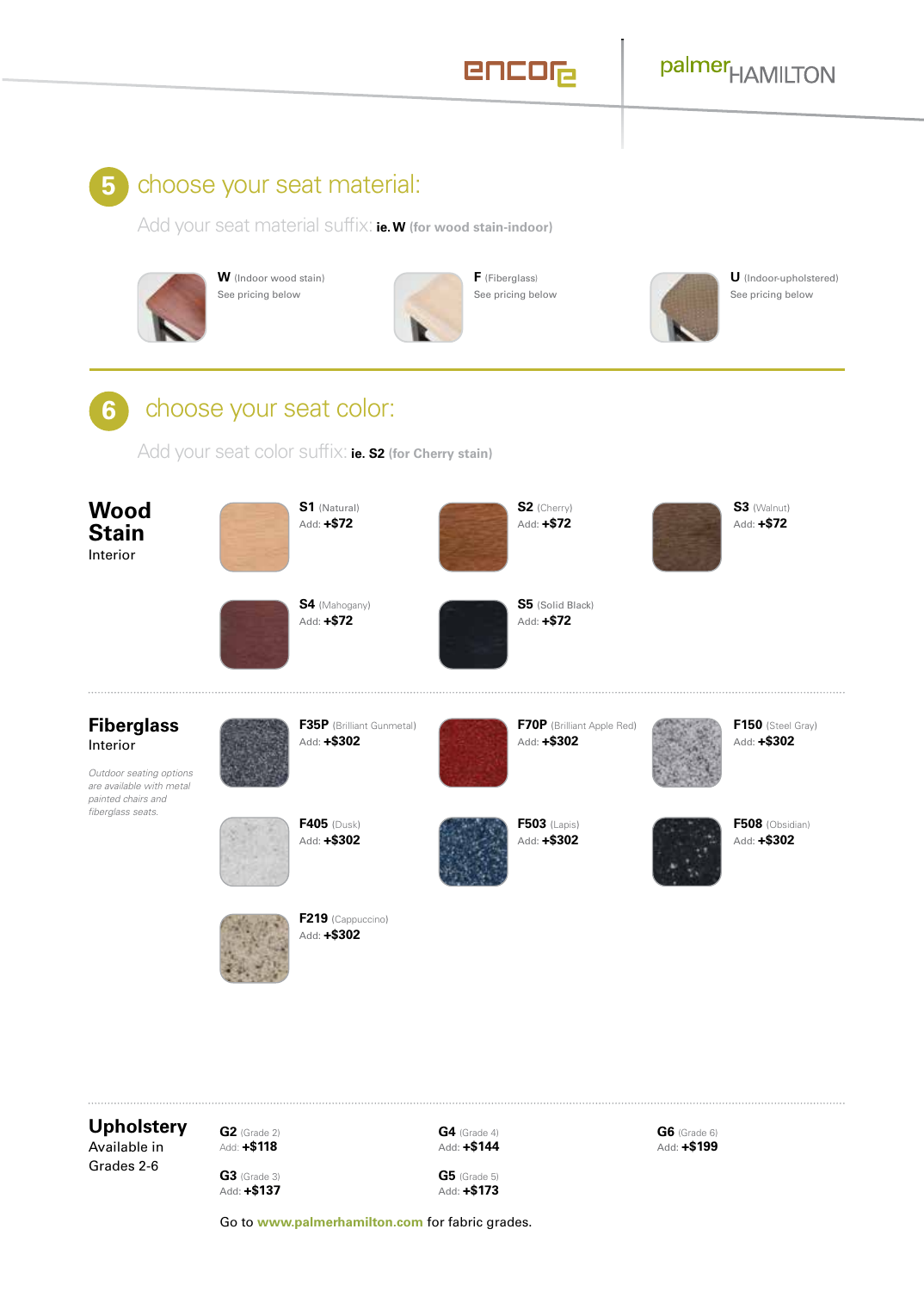## 5 choose your seat material:

Add your seat material suffix: **ie. W** (for wood stain-indoor)

**W** (Indoor wood stain)
See pricing below

**F** (Fiberglass)
See pricing below

**U** (Indoor-upholstered)
See pricing below

## 6 choose your seat color:

Add your seat color suffix: **ie. S2** (for Cherry stain)

### Wood Stain
Interior

**S1** (Natural)
Add: **+$72**

**S2** (Cherry)
Add: **+$72**

**S3** (Walnut)
Add: **+$72**

**S4** (Mahogany)
Add: **+$72**

**S5** (Solid Black)
Add: **+$72**

### Fiberglass
Interior

*Outdoor seating options are available with metal painted chairs and fiberglass seats.*

**F35P** (Brilliant Gunmetal)
Add: **+$302**

**F70P** (Brilliant Apple Red)
Add: **+$302**

**F150** (Steel Gray)
Add: **+$302**

**F405** (Dusk)
Add: **+$302**

**F503** (Lapis)
Add: **+$302**

**F508** (Obsidian)
Add: **+$302**

**F219** (Cappuccino)
Add: **+$302**

### Upholstery
Available in Grades 2-6

**G2** (Grade 2)
Add: **+$118**

**G3** (Grade 3)
Add: **+$137**

**G4** (Grade 4)
Add: **+$144**

**G5** (Grade 5)
Add: **+$173**

**G6** (Grade 6)
Add: **+$199**

Go to **www.palmerhamilton.com** for fabric grades.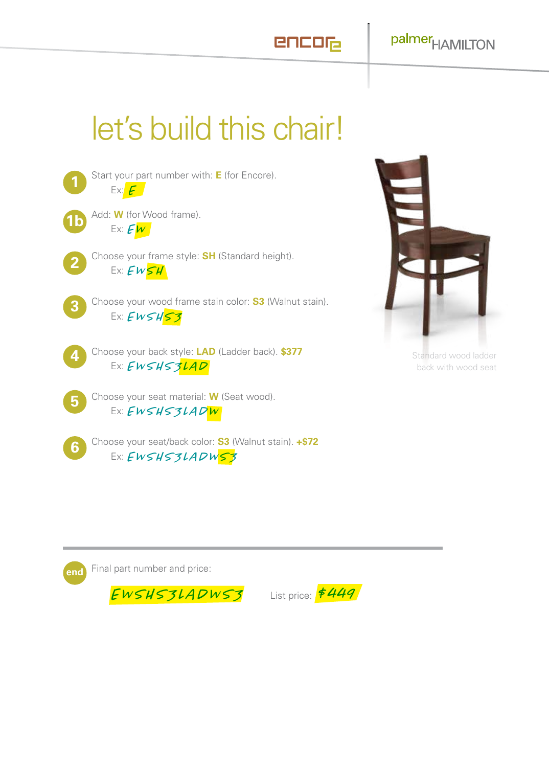encore | palmer HAMILTON

# let's build this chair!

**1** Start your part number with: **E** (for Encore).
Ex: E

**1b** Add: **W** (for Wood frame).
Ex: EW

**2** Choose your frame style: **SH** (Standard height).
Ex: EWSH

**3** Choose your wood frame stain color: **S3** (Walnut stain).
Ex: EWSHS3

**4** Choose your back style: **LAD** (Ladder back). **$377**
Ex: EWSHS3LAD

**5** Choose your seat material: **W** (Seat wood).
Ex: EWSHS3LADW

**6** Choose your seat/back color: **S3** (Walnut stain). **+$72**
Ex: EWSHS3LADWS3

Standard wood ladder back with wood seat

---

**end** Final part number and price:

EWSHS3LADWS3 List price: $449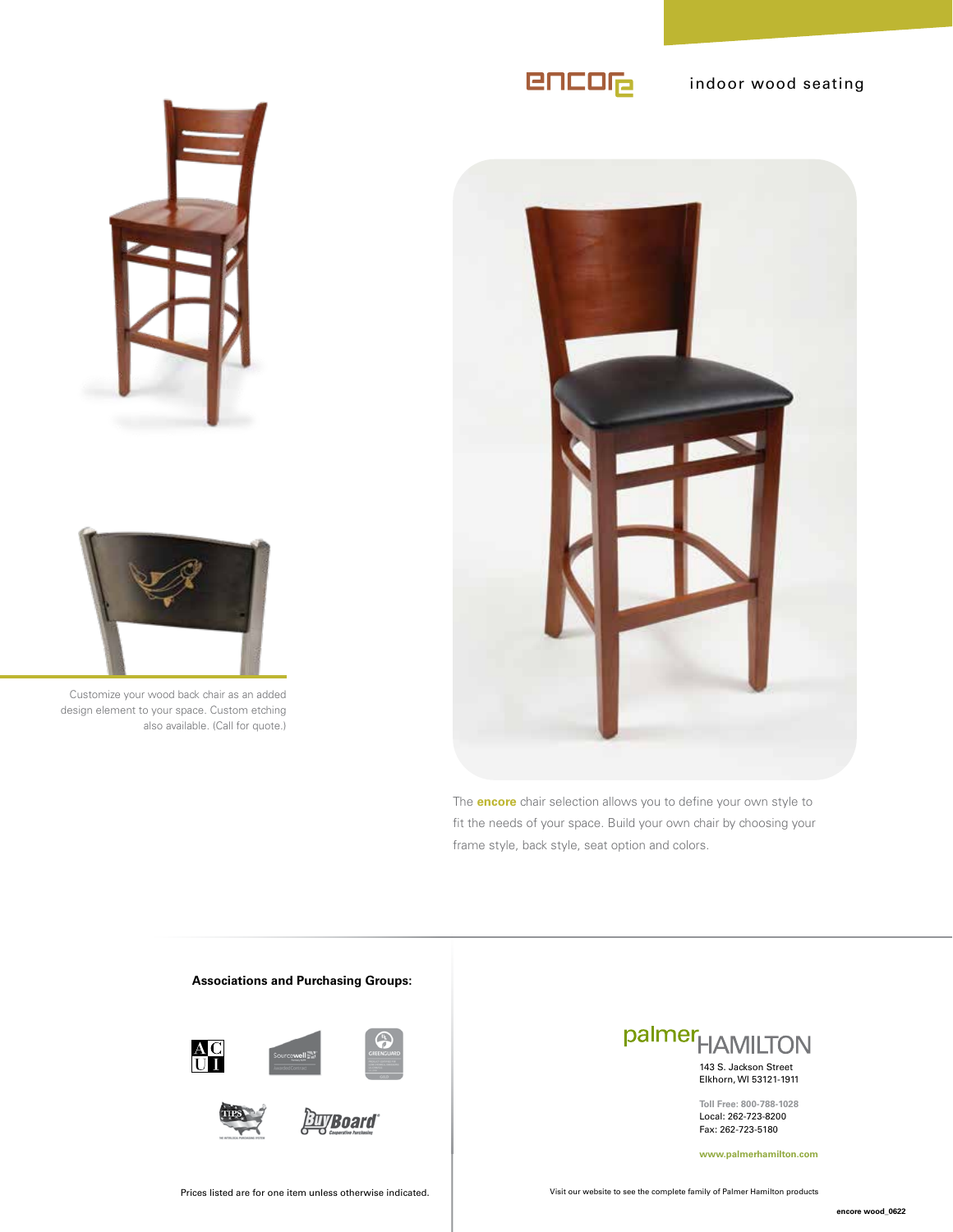encore

indoor wood seating

Customize your wood back chair as an added design element to your space. Custom etching also available. (Call for quote.)

The **encore** chair selection allows you to define your own style to fit the needs of your space. Build your own chair by choosing your frame style, back style, seat option and colors.

**Associations and Purchasing Groups:**

Prices listed are for one item unless otherwise indicated.

palmer HAMILTON

143 S. Jackson Street
Elkhorn, WI 53121-1911

Toll Free: 800-788-1028
Local: 262-723-8200
Fax: 262-723-5180

www.palmerhamilton.com

Visit our website to see the complete family of Palmer Hamilton products

encore wood_0622